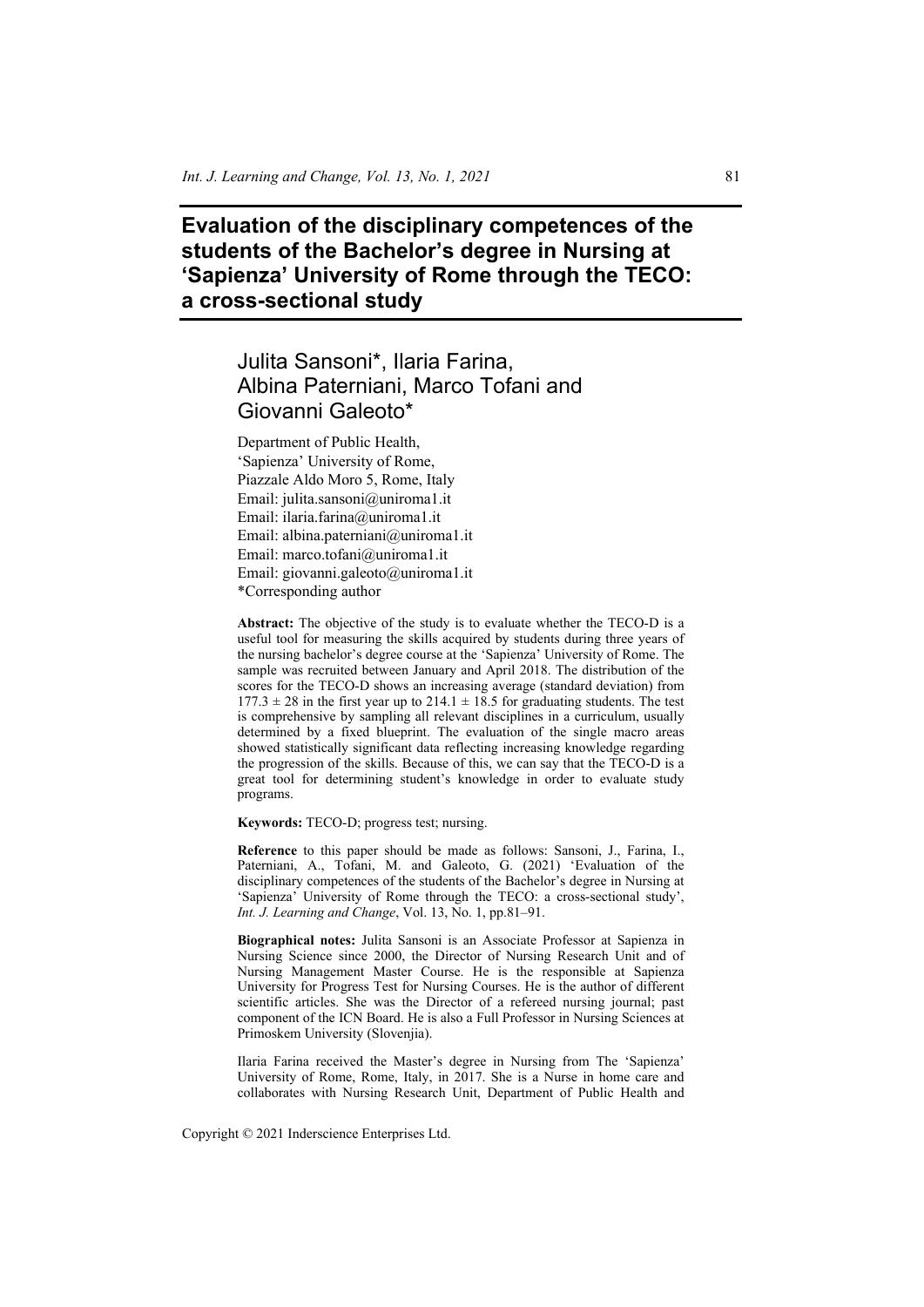# Evaluation of the disciplinary competences of the students of the Bachelor's degree in Nursing at 'Sapienza' University of Rome through the TECO: a cross-sectional study

Julita Sansoni*, Ilaria Farina, Albina Paterniani, Marco Tofani and Giovanni Galeoto*

Department of Public Health,
'Sapienza' University of Rome,
Piazzale Aldo Moro 5, Rome, Italy
Email: julita.sansoni@uniroma1.it
Email: ilaria.farina@uniroma1.it
Email: albina.paterniani@uniroma1.it
Email: marco.tofani@uniroma1.it
Email: giovanni.galeoto@uniroma1.it
*Corresponding author

**Abstract:** The objective of the study is to evaluate whether the TECO-D is a useful tool for measuring the skills acquired by students during three years of the nursing bachelor's degree course at the 'Sapienza' University of Rome. The sample was recruited between January and April 2018. The distribution of the scores for the TECO-D shows an increasing average (standard deviation) from $177.3 \pm 28$ in the first year up to $214.1 \pm 18.5$ for graduating students. The test is comprehensive by sampling all relevant disciplines in a curriculum, usually determined by a fixed blueprint. The evaluation of the single macro areas showed statistically significant data reflecting increasing knowledge regarding the progression of the skills. Because of this, we can say that the TECO-D is a great tool for determining student's knowledge in order to evaluate study programs.

**Keywords:** TECO-D; progress test; nursing.

**Reference** to this paper should be made as follows: Sansoni, J., Farina, I., Paterniani, A., Tofani, M. and Galeoto, G. (2021) 'Evaluation of the disciplinary competences of the students of the Bachelor's degree in Nursing at 'Sapienza' University of Rome through the TECO: a cross-sectional study', *Int. J. Learning and Change*, Vol. 13, No. 1, pp.81–91.

**Biographical notes:** Julita Sansoni is an Associate Professor at Sapienza in Nursing Science since 2000, the Director of Nursing Research Unit and of Nursing Management Master Course. He is the responsible at Sapienza University for Progress Test for Nursing Courses. He is the author of different scientific articles. She was the Director of a refereed nursing journal; past component of the ICN Board. He is also a Full Professor in Nursing Sciences at Primoskem University (Slovenjia).

Ilaria Farina received the Master's degree in Nursing from The 'Sapienza' University of Rome, Rome, Italy, in 2017. She is a Nurse in home care and collaborates with Nursing Research Unit, Department of Public Health and

Copyright © 2021 Inderscience Enterprises Ltd.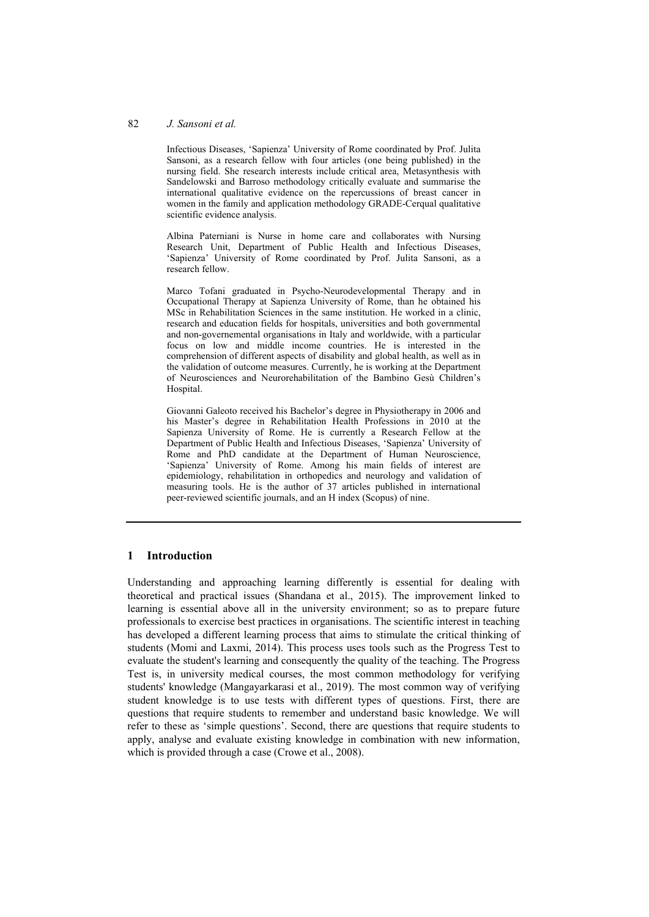Infectious Diseases, 'Sapienza' University of Rome coordinated by Prof. Julita Sansoni, as a research fellow with four articles (one being published) in the nursing field. She research interests include critical area, Metasynthesis with Sandelowski and Barroso methodology critically evaluate and summarise the international qualitative evidence on the repercussions of breast cancer in women in the family and application methodology GRADE-Cerqual qualitative scientific evidence analysis.

Albina Paterniani is Nurse in home care and collaborates with Nursing Research Unit, Department of Public Health and Infectious Diseases, 'Sapienza' University of Rome coordinated by Prof. Julita Sansoni, as a research fellow.

Marco Tofani graduated in Psycho-Neurodevelopmental Therapy and in Occupational Therapy at Sapienza University of Rome, than he obtained his MSc in Rehabilitation Sciences in the same institution. He worked in a clinic, research and education fields for hospitals, universities and both governmental and non-governemental organisations in Italy and worldwide, with a particular focus on low and middle income countries. He is interested in the comprehension of different aspects of disability and global health, as well as in the validation of outcome measures. Currently, he is working at the Department of Neurosciences and Neurorehabilitation of the Bambino Gesù Children's Hospital.

Giovanni Galeoto received his Bachelor's degree in Physiotherapy in 2006 and his Master's degree in Rehabilitation Health Professions in 2010 at the Sapienza University of Rome. He is currently a Research Fellow at the Department of Public Health and Infectious Diseases, 'Sapienza' University of Rome and PhD candidate at the Department of Human Neuroscience, 'Sapienza' University of Rome. Among his main fields of interest are epidemiology, rehabilitation in orthopedics and neurology and validation of measuring tools. He is the author of 37 articles published in international peer-reviewed scientific journals, and an H index (Scopus) of nine.

## 1 Introduction

Understanding and approaching learning differently is essential for dealing with theoretical and practical issues (Shandana et al., 2015). The improvement linked to learning is essential above all in the university environment; so as to prepare future professionals to exercise best practices in organisations. The scientific interest in teaching has developed a different learning process that aims to stimulate the critical thinking of students (Momi and Laxmi, 2014). This process uses tools such as the Progress Test to evaluate the student's learning and consequently the quality of the teaching. The Progress Test is, in university medical courses, the most common methodology for verifying students' knowledge (Mangayarkarasi et al., 2019). The most common way of verifying student knowledge is to use tests with different types of questions. First, there are questions that require students to remember and understand basic knowledge. We will refer to these as 'simple questions'. Second, there are questions that require students to apply, analyse and evaluate existing knowledge in combination with new information, which is provided through a case (Crowe et al., 2008).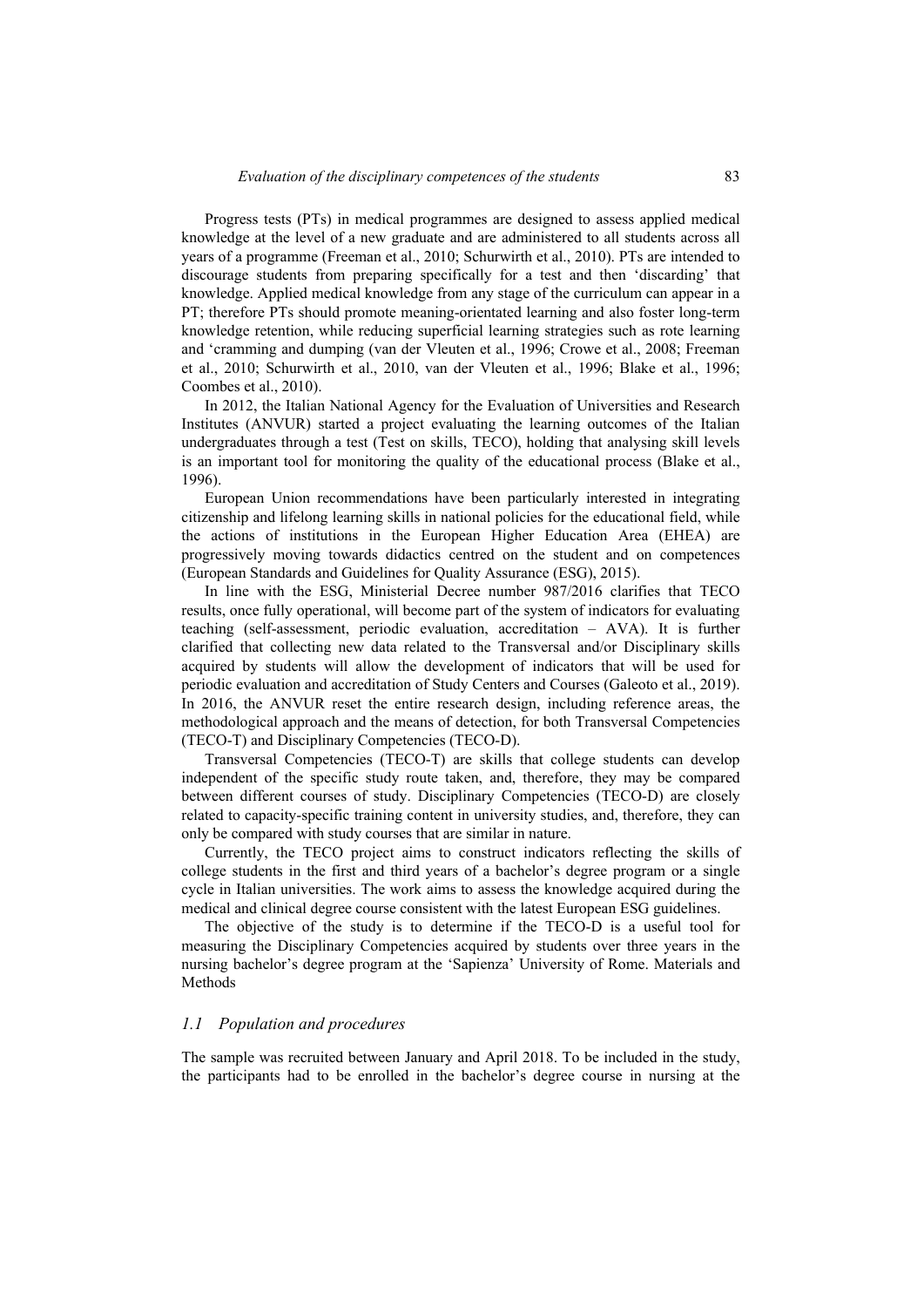Progress tests (PTs) in medical programmes are designed to assess applied medical knowledge at the level of a new graduate and are administered to all students across all years of a programme (Freeman et al., 2010; Schurwirth et al., 2010). PTs are intended to discourage students from preparing specifically for a test and then 'discarding' that knowledge. Applied medical knowledge from any stage of the curriculum can appear in a PT; therefore PTs should promote meaning-orientated learning and also foster long-term knowledge retention, while reducing superficial learning strategies such as rote learning and 'cramming and dumping (van der Vleuten et al., 1996; Crowe et al., 2008; Freeman et al., 2010; Schurwirth et al., 2010, van der Vleuten et al., 1996; Blake et al., 1996; Coombes et al., 2010).

In 2012, the Italian National Agency for the Evaluation of Universities and Research Institutes (ANVUR) started a project evaluating the learning outcomes of the Italian undergraduates through a test (Test on skills, TECO), holding that analysing skill levels is an important tool for monitoring the quality of the educational process (Blake et al., 1996).

European Union recommendations have been particularly interested in integrating citizenship and lifelong learning skills in national policies for the educational field, while the actions of institutions in the European Higher Education Area (EHEA) are progressively moving towards didactics centred on the student and on competences (European Standards and Guidelines for Quality Assurance (ESG), 2015).

In line with the ESG, Ministerial Decree number 987/2016 clarifies that TECO results, once fully operational, will become part of the system of indicators for evaluating teaching (self-assessment, periodic evaluation, accreditation – AVA). It is further clarified that collecting new data related to the Transversal and/or Disciplinary skills acquired by students will allow the development of indicators that will be used for periodic evaluation and accreditation of Study Centers and Courses (Galeoto et al., 2019). In 2016, the ANVUR reset the entire research design, including reference areas, the methodological approach and the means of detection, for both Transversal Competencies (TECO-T) and Disciplinary Competencies (TECO-D).

Transversal Competencies (TECO-T) are skills that college students can develop independent of the specific study route taken, and, therefore, they may be compared between different courses of study. Disciplinary Competencies (TECO-D) are closely related to capacity-specific training content in university studies, and, therefore, they can only be compared with study courses that are similar in nature.

Currently, the TECO project aims to construct indicators reflecting the skills of college students in the first and third years of a bachelor's degree program or a single cycle in Italian universities. The work aims to assess the knowledge acquired during the medical and clinical degree course consistent with the latest European ESG guidelines.

The objective of the study is to determine if the TECO-D is a useful tool for measuring the Disciplinary Competencies acquired by students over three years in the nursing bachelor's degree program at the 'Sapienza' University of Rome. Materials and Methods

### *1.1 Population and procedures*

The sample was recruited between January and April 2018. To be included in the study, the participants had to be enrolled in the bachelor's degree course in nursing at the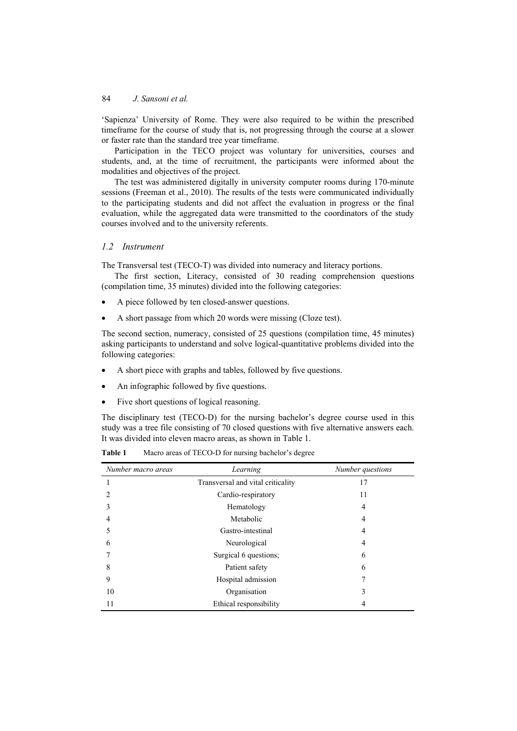'Sapienza' University of Rome. They were also required to be within the prescribed timeframe for the course of study that is, not progressing through the course at a slower or faster rate than the standard tree year timeframe.

Participation in the TECO project was voluntary for universities, courses and students, and, at the time of recruitment, the participants were informed about the modalities and objectives of the project.

The test was administered digitally in university computer rooms during 170-minute sessions (Freeman et al., 2010). The results of the tests were communicated individually to the participating students and did not affect the evaluation in progress or the final evaluation, while the aggregated data were transmitted to the coordinators of the study courses involved and to the university referents.

### *1.2 Instrument*

The Transversal test (TECO-T) was divided into numeracy and literacy portions.

The first section, Literacy, consisted of 30 reading comprehension questions (compilation time, 35 minutes) divided into the following categories:

- A piece followed by ten closed-answer questions.
- A short passage from which 20 words were missing (Cloze test).

The second section, numeracy, consisted of 25 questions (compilation time, 45 minutes) asking participants to understand and solve logical-quantitative problems divided into the following categories:

- A short piece with graphs and tables, followed by five questions.
- An infographic followed by five questions.
- Five short questions of logical reasoning.

The disciplinary test (TECO-D) for the nursing bachelor's degree course used in this study was a tree file consisting of 70 closed questions with five alternative answers each. It was divided into eleven macro areas, as shown in Table 1.

**Table 1** Macro areas of TECO-D for nursing bachelor's degree

| *Number macro areas* | *Learning* | *Number questions* |
|---|---|---|
| 1 | Transversal and vital criticality | 17 |
| 2 | Cardio-respiratory | 11 |
| 3 | Hematology | 4 |
| 4 | Metabolic | 4 |
| 5 | Gastro-intestinal | 4 |
| 6 | Neurological | 4 |
| 7 | Surgical 6 questions; | 6 |
| 8 | Patient safety | 6 |
| 9 | Hospital admission | 7 |
| 10 | Organisation | 3 |
| 11 | Ethical responsibility | 4 |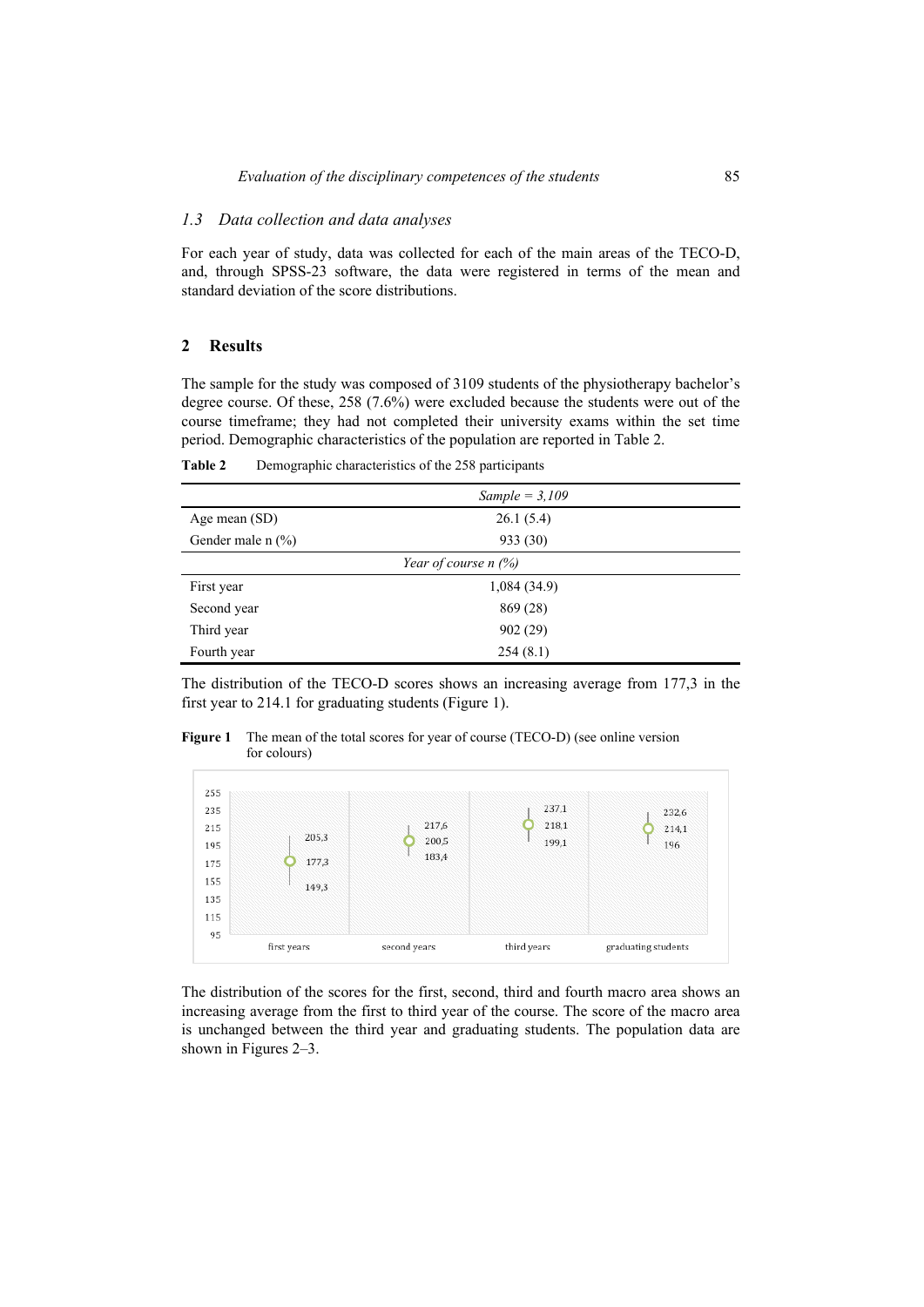### 1.3 Data collection and data analyses

For each year of study, data was collected for each of the main areas of the TECO-D, and, through SPSS-23 software, the data were registered in terms of the mean and standard deviation of the score distributions.

## 2 Results

The sample for the study was composed of 3109 students of the physiotherapy bachelor's degree course. Of these, 258 (7.6%) were excluded because the students were out of the course timeframe; they had not completed their university exams within the set time period. Demographic characteristics of the population are reported in Table 2.

**Table 2** Demographic characteristics of the 258 participants

| | *Sample = 3,109* |
|---|---|
| Age mean (SD) | 26.1 (5.4) |
| Gender male n (%) | 933 (30) |
| | *Year of course n (%)* |
| First year | 1,084 (34.9) |
| Second year | 869 (28) |
| Third year | 902 (29) |
| Fourth year | 254 (8.1) |

The distribution of the TECO-D scores shows an increasing average from 177,3 in the first year to 214.1 for graduating students (Figure 1).

**Figure 1** The mean of the total scores for year of course (TECO-D) (see online version for colours)

| | first years | second years | third years | graduating students |
|---|---|---|---|---|
| Upper | 205,3 | 217,6 | 237,1 | 232,6 |
| Mean | 177,3 | 200,5 | 218,1 | 214,1 |
| Lower | 149,3 | 183,4 | 199,1 | 196 |

The distribution of the scores for the first, second, third and fourth macro area shows an increasing average from the first to third year of the course. The score of the macro area is unchanged between the third year and graduating students. The population data are shown in Figures 2–3.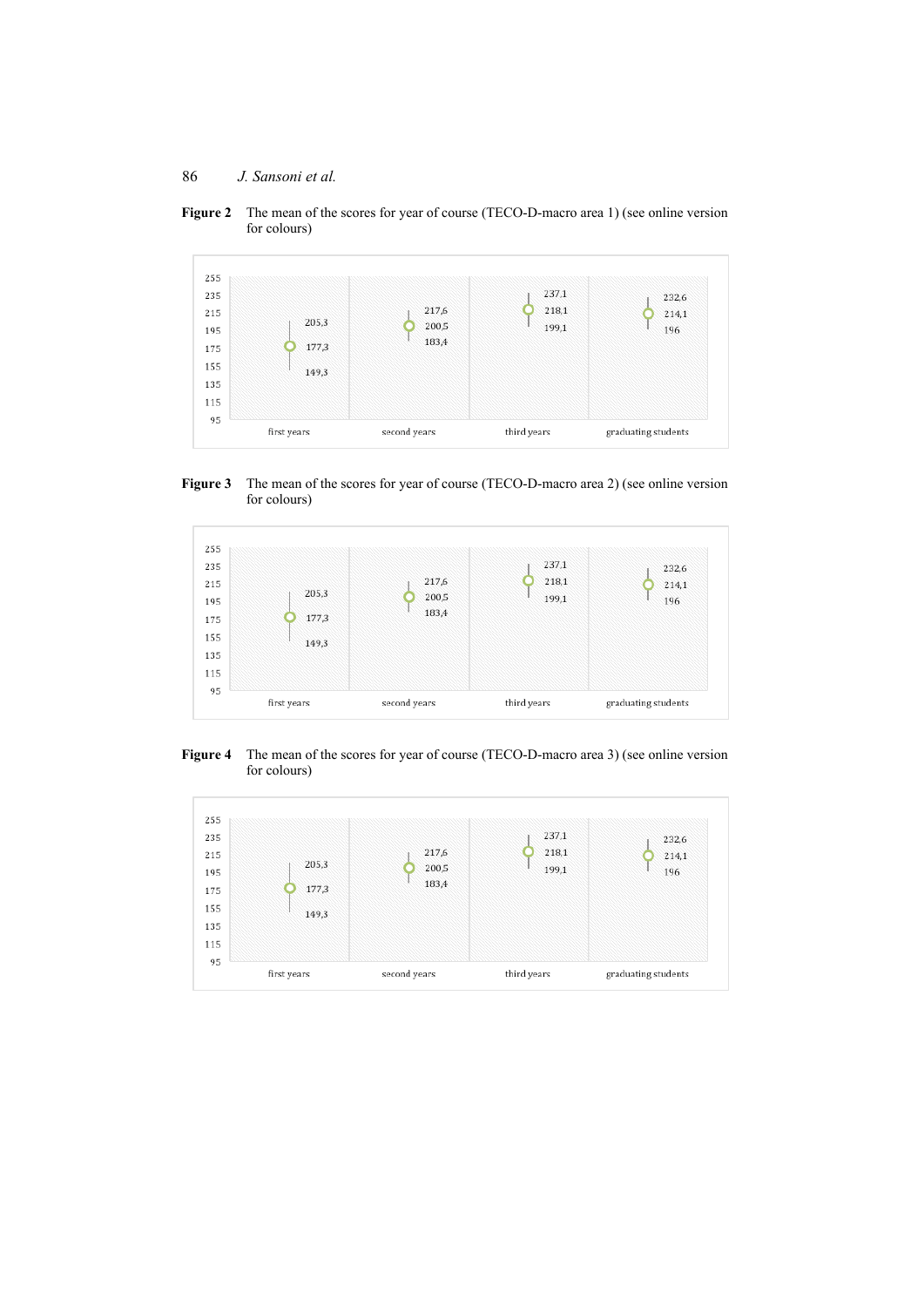**Figure 2** The mean of the scores for year of course (TECO-D-macro area 1) (see online version for colours)

**Figure 3** The mean of the scores for year of course (TECO-D-macro area 2) (see online version for colours)

**Figure 4** The mean of the scores for year of course (TECO-D-macro area 3) (see online version for colours)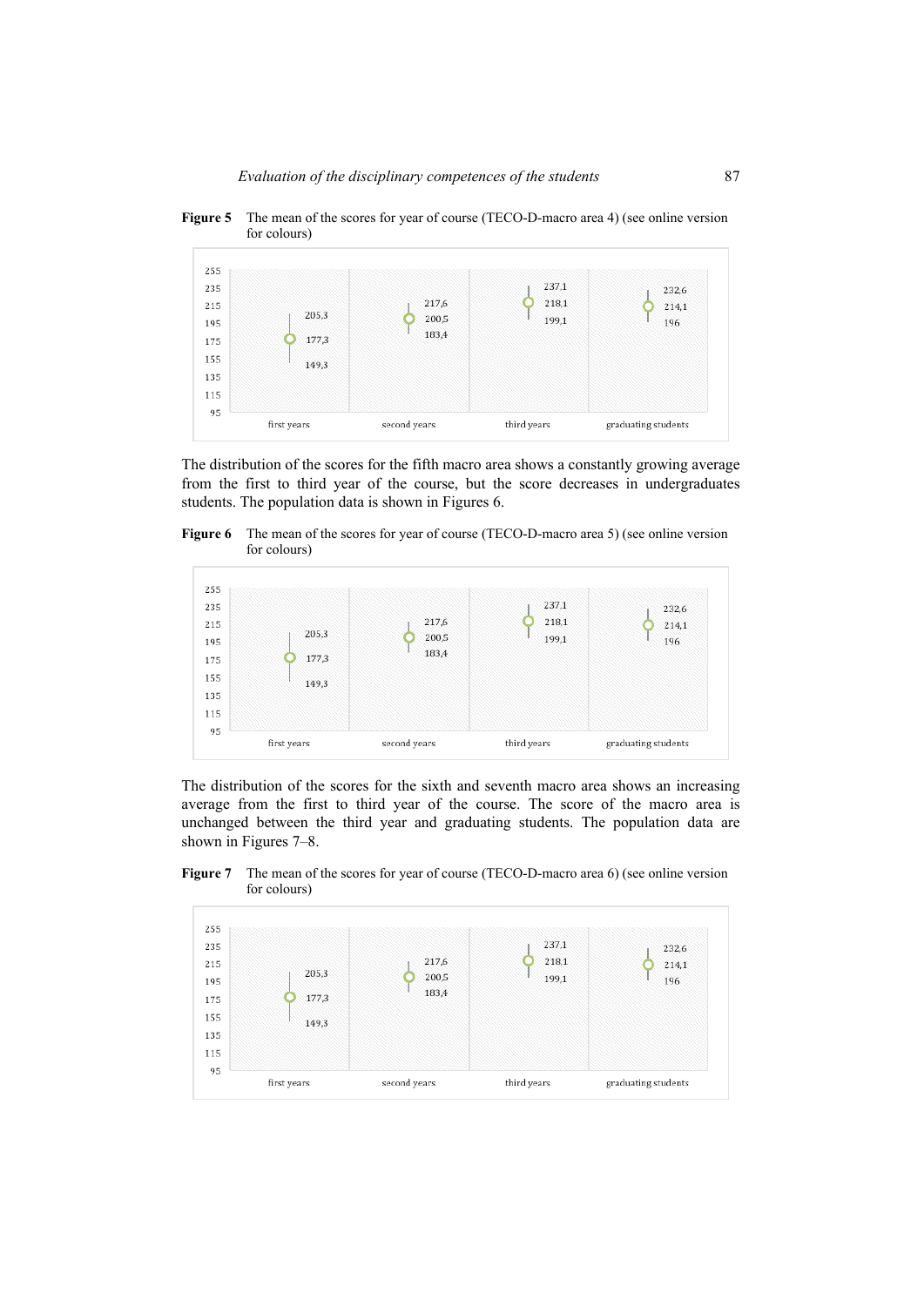**Figure 5** The mean of the scores for year of course (TECO-D-macro area 4) (see online version for colours)

The distribution of the scores for the fifth macro area shows a constantly growing average from the first to third year of the course, but the score decreases in undergraduates students. The population data is shown in Figures 6.

**Figure 6** The mean of the scores for year of course (TECO-D-macro area 5) (see online version for colours)

The distribution of the scores for the sixth and seventh macro area shows an increasing average from the first to third year of the course. The score of the macro area is unchanged between the third year and graduating students. The population data are shown in Figures 7–8.

**Figure 7** The mean of the scores for year of course (TECO-D-macro area 6) (see online version for colours)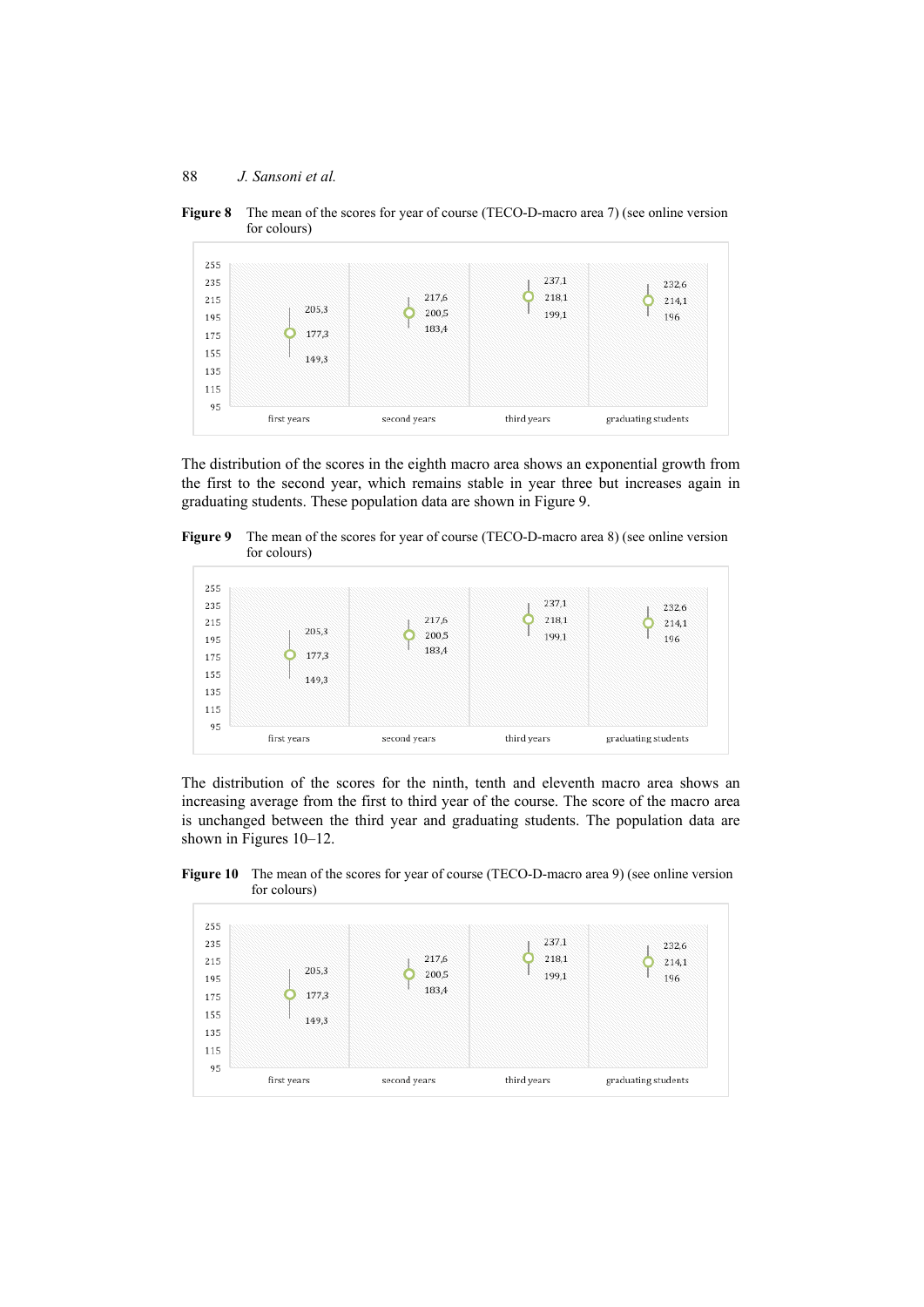**Figure 8** The mean of the scores for year of course (TECO-D-macro area 7) (see online version for colours)

| | first years | second years | third years | graduating students |
|---|---|---|---|---|
| Upper | 205,3 | 217,6 | 237,1 | 232,6 |
| Mean | 177,3 | 200,5 | 218,1 | 214,1 |
| Lower | 149,3 | 183,4 | 199,1 | 196 |

The distribution of the scores in the eighth macro area shows an exponential growth from the first to the second year, which remains stable in year three but increases again in graduating students. These population data are shown in Figure 9.

**Figure 9** The mean of the scores for year of course (TECO-D-macro area 8) (see online version for colours)

| | first years | second years | third years | graduating students |
|---|---|---|---|---|
| Upper | 205,3 | 217,6 | 237,1 | 232,6 |
| Mean | 177,3 | 200,5 | 218,1 | 214,1 |
| Lower | 149,3 | 183,4 | 199,1 | 196 |

The distribution of the scores for the ninth, tenth and eleventh macro area shows an increasing average from the first to third year of the course. The score of the macro area is unchanged between the third year and graduating students. The population data are shown in Figures 10–12.

**Figure 10** The mean of the scores for year of course (TECO-D-macro area 9) (see online version for colours)

| | first years | second years | third years | graduating students |
|---|---|---|---|---|
| Upper | 205,3 | 217,6 | 237,1 | 232,6 |
| Mean | 177,3 | 200,5 | 218,1 | 214,1 |
| Lower | 149,3 | 183,4 | 199,1 | 196 |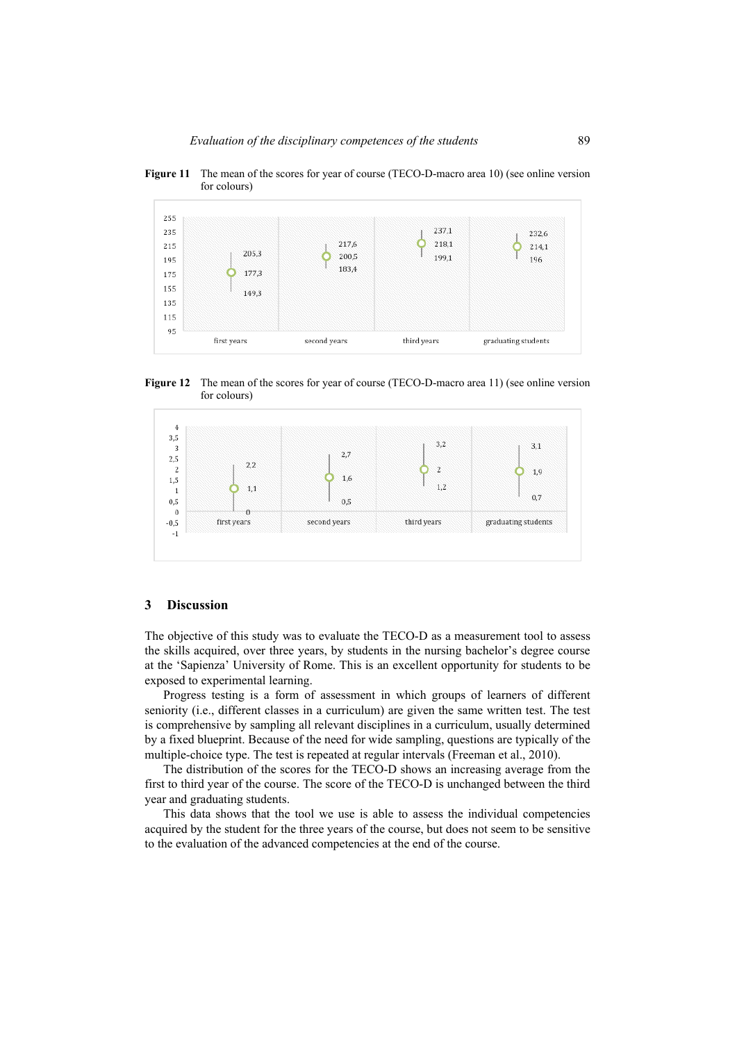**Figure 11** The mean of the scores for year of course (TECO-D-macro area 10) (see online version for colours)

**Figure 12** The mean of the scores for year of course (TECO-D-macro area 11) (see online version for colours)

## 3 Discussion

The objective of this study was to evaluate the TECO-D as a measurement tool to assess the skills acquired, over three years, by students in the nursing bachelor's degree course at the 'Sapienza' University of Rome. This is an excellent opportunity for students to be exposed to experimental learning.

Progress testing is a form of assessment in which groups of learners of different seniority (i.e., different classes in a curriculum) are given the same written test. The test is comprehensive by sampling all relevant disciplines in a curriculum, usually determined by a fixed blueprint. Because of the need for wide sampling, questions are typically of the multiple-choice type. The test is repeated at regular intervals (Freeman et al., 2010).

The distribution of the scores for the TECO-D shows an increasing average from the first to third year of the course. The score of the TECO-D is unchanged between the third year and graduating students.

This data shows that the tool we use is able to assess the individual competencies acquired by the student for the three years of the course, but does not seem to be sensitive to the evaluation of the advanced competencies at the end of the course.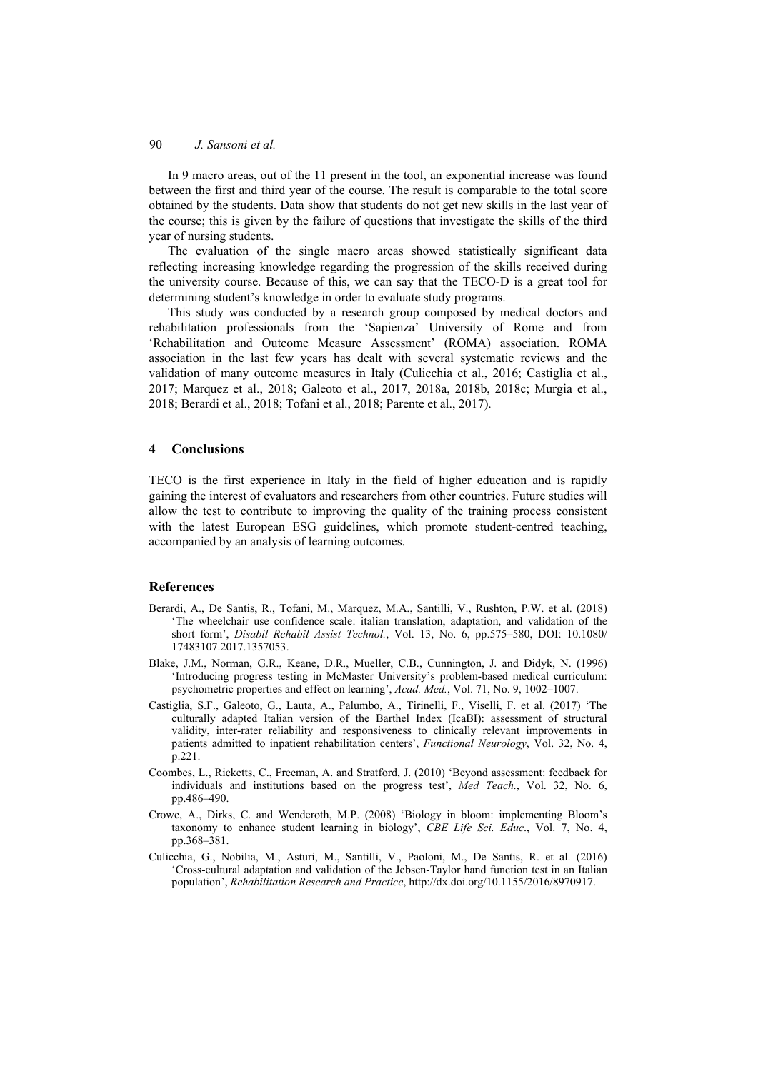In 9 macro areas, out of the 11 present in the tool, an exponential increase was found between the first and third year of the course. The result is comparable to the total score obtained by the students. Data show that students do not get new skills in the last year of the course; this is given by the failure of questions that investigate the skills of the third year of nursing students.

The evaluation of the single macro areas showed statistically significant data reflecting increasing knowledge regarding the progression of the skills received during the university course. Because of this, we can say that the TECO-D is a great tool for determining student's knowledge in order to evaluate study programs.

This study was conducted by a research group composed by medical doctors and rehabilitation professionals from the 'Sapienza' University of Rome and from 'Rehabilitation and Outcome Measure Assessment' (ROMA) association. ROMA association in the last few years has dealt with several systematic reviews and the validation of many outcome measures in Italy (Culicchia et al., 2016; Castiglia et al., 2017; Marquez et al., 2018; Galeoto et al., 2017, 2018a, 2018b, 2018c; Murgia et al., 2018; Berardi et al., 2018; Tofani et al., 2018; Parente et al., 2017).

## 4 Conclusions

TECO is the first experience in Italy in the field of higher education and is rapidly gaining the interest of evaluators and researchers from other countries. Future studies will allow the test to contribute to improving the quality of the training process consistent with the latest European ESG guidelines, which promote student-centred teaching, accompanied by an analysis of learning outcomes.

## References

Berardi, A., De Santis, R., Tofani, M., Marquez, M.A., Santilli, V., Rushton, P.W. et al. (2018) 'The wheelchair use confidence scale: italian translation, adaptation, and validation of the short form', *Disabil Rehabil Assist Technol.*, Vol. 13, No. 6, pp.575–580, DOI: 10.1080/17483107.2017.1357053.

Blake, J.M., Norman, G.R., Keane, D.R., Mueller, C.B., Cunnington, J. and Didyk, N. (1996) 'Introducing progress testing in McMaster University's problem-based medical curriculum: psychometric properties and effect on learning', *Acad. Med.*, Vol. 71, No. 9, 1002–1007.

Castiglia, S.F., Galeoto, G., Lauta, A., Palumbo, A., Tirinelli, F., Viselli, F. et al. (2017) 'The culturally adapted Italian version of the Barthel Index (IcaBI): assessment of structural validity, inter-rater reliability and responsiveness to clinically relevant improvements in patients admitted to inpatient rehabilitation centers', *Functional Neurology*, Vol. 32, No. 4, p.221.

Coombes, L., Ricketts, C., Freeman, A. and Stratford, J. (2010) 'Beyond assessment: feedback for individuals and institutions based on the progress test', *Med Teach.*, Vol. 32, No. 6, pp.486–490.

Crowe, A., Dirks, C. and Wenderoth, M.P. (2008) 'Biology in bloom: implementing Bloom's taxonomy to enhance student learning in biology', *CBE Life Sci. Educ*., Vol. 7, No. 4, pp.368–381.

Culicchia, G., Nobilia, M., Asturi, M., Santilli, V., Paoloni, M., De Santis, R. et al. (2016) 'Cross-cultural adaptation and validation of the Jebsen-Taylor hand function test in an Italian population', *Rehabilitation Research and Practice*, http://dx.doi.org/10.1155/2016/8970917.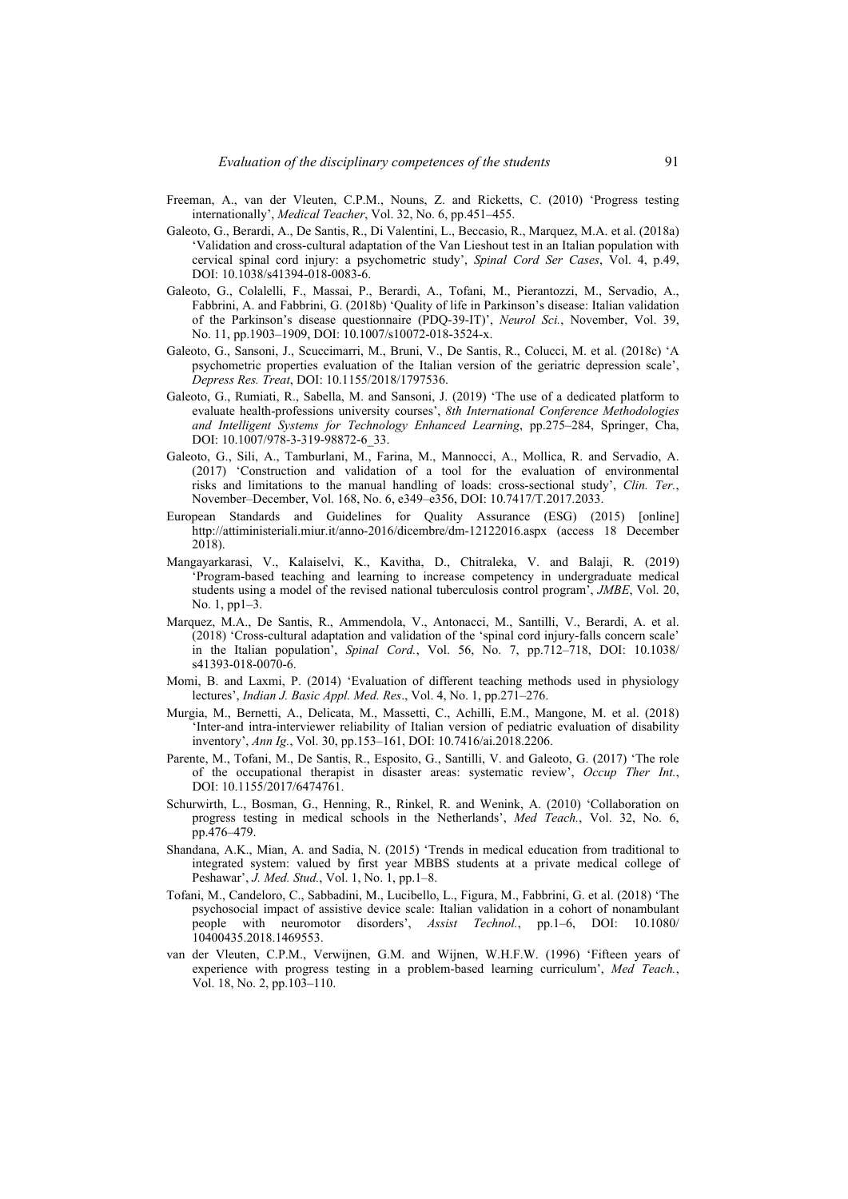Freeman, A., van der Vleuten, C.P.M., Nouns, Z. and Ricketts, C. (2010) 'Progress testing internationally', *Medical Teacher*, Vol. 32, No. 6, pp.451–455.

Galeoto, G., Berardi, A., De Santis, R., Di Valentini, L., Beccasio, R., Marquez, M.A. et al. (2018a) 'Validation and cross-cultural adaptation of the Van Lieshout test in an Italian population with cervical spinal cord injury: a psychometric study', *Spinal Cord Ser Cases*, Vol. 4, p.49, DOI: 10.1038/s41394-018-0083-6.

Galeoto, G., Colalelli, F., Massai, P., Berardi, A., Tofani, M., Pierantozzi, M., Servadio, A., Fabbrini, A. and Fabbrini, G. (2018b) 'Quality of life in Parkinson's disease: Italian validation of the Parkinson's disease questionnaire (PDQ-39-IT)', *Neurol Sci.*, November, Vol. 39, No. 11, pp.1903–1909, DOI: 10.1007/s10072-018-3524-x.

Galeoto, G., Sansoni, J., Scuccimarri, M., Bruni, V., De Santis, R., Colucci, M. et al. (2018c) 'A psychometric properties evaluation of the Italian version of the geriatric depression scale', *Depress Res. Treat*, DOI: 10.1155/2018/1797536.

Galeoto, G., Rumiati, R., Sabella, M. and Sansoni, J. (2019) 'The use of a dedicated platform to evaluate health-professions university courses', *8th International Conference Methodologies and Intelligent Systems for Technology Enhanced Learning*, pp.275–284, Springer, Cha, DOI: 10.1007/978-3-319-98872-6_33.

Galeoto, G., Sili, A., Tamburlani, M., Farina, M., Mannocci, A., Mollica, R. and Servadio, A. (2017) 'Construction and validation of a tool for the evaluation of environmental risks and limitations to the manual handling of loads: cross-sectional study', *Clin. Ter.*, November–December, Vol. 168, No. 6, e349–e356, DOI: 10.7417/T.2017.2033.

European Standards and Guidelines for Quality Assurance (ESG) (2015) [online] http://attiministeriali.miur.it/anno-2016/dicembre/dm-12122016.aspx (access 18 December 2018).

Mangayarkarasi, V., Kalaiselvi, K., Kavitha, D., Chitraleka, V. and Balaji, R. (2019) 'Program-based teaching and learning to increase competency in undergraduate medical students using a model of the revised national tuberculosis control program', *JMBE*, Vol. 20, No. 1, pp1–3.

Marquez, M.A., De Santis, R., Ammendola, V., Antonacci, M., Santilli, V., Berardi, A. et al. (2018) 'Cross-cultural adaptation and validation of the 'spinal cord injury-falls concern scale' in the Italian population', *Spinal Cord.*, Vol. 56, No. 7, pp.712–718, DOI: 10.1038/s41393-018-0070-6.

Momi, B. and Laxmi, P. (2014) 'Evaluation of different teaching methods used in physiology lectures', *Indian J. Basic Appl. Med. Res*., Vol. 4, No. 1, pp.271–276.

Murgia, M., Bernetti, A., Delicata, M., Massetti, C., Achilli, E.M., Mangone, M. et al. (2018) 'Inter-and intra-interviewer reliability of Italian version of pediatric evaluation of disability inventory', *Ann Ig.*, Vol. 30, pp.153–161, DOI: 10.7416/ai.2018.2206.

Parente, M., Tofani, M., De Santis, R., Esposito, G., Santilli, V. and Galeoto, G. (2017) 'The role of the occupational therapist in disaster areas: systematic review', *Occup Ther Int.*, DOI: 10.1155/2017/6474761.

Schurwirth, L., Bosman, G., Henning, R., Rinkel, R. and Wenink, A. (2010) 'Collaboration on progress testing in medical schools in the Netherlands', *Med Teach.*, Vol. 32, No. 6, pp.476–479.

Shandana, A.K., Mian, A. and Sadia, N. (2015) 'Trends in medical education from traditional to integrated system: valued by first year MBBS students at a private medical college of Peshawar', *J. Med. Stud.*, Vol. 1, No. 1, pp.1–8.

Tofani, M., Candeloro, C., Sabbadini, M., Lucibello, L., Figura, M., Fabbrini, G. et al. (2018) 'The psychosocial impact of assistive device scale: Italian validation in a cohort of nonambulant people with neuromotor disorders', *Assist Technol.*, pp.1–6, DOI: 10.1080/10400435.2018.1469553.

van der Vleuten, C.P.M., Verwijnen, G.M. and Wijnen, W.H.F.W. (1996) 'Fifteen years of experience with progress testing in a problem-based learning curriculum', *Med Teach.*, Vol. 18, No. 2, pp.103–110.